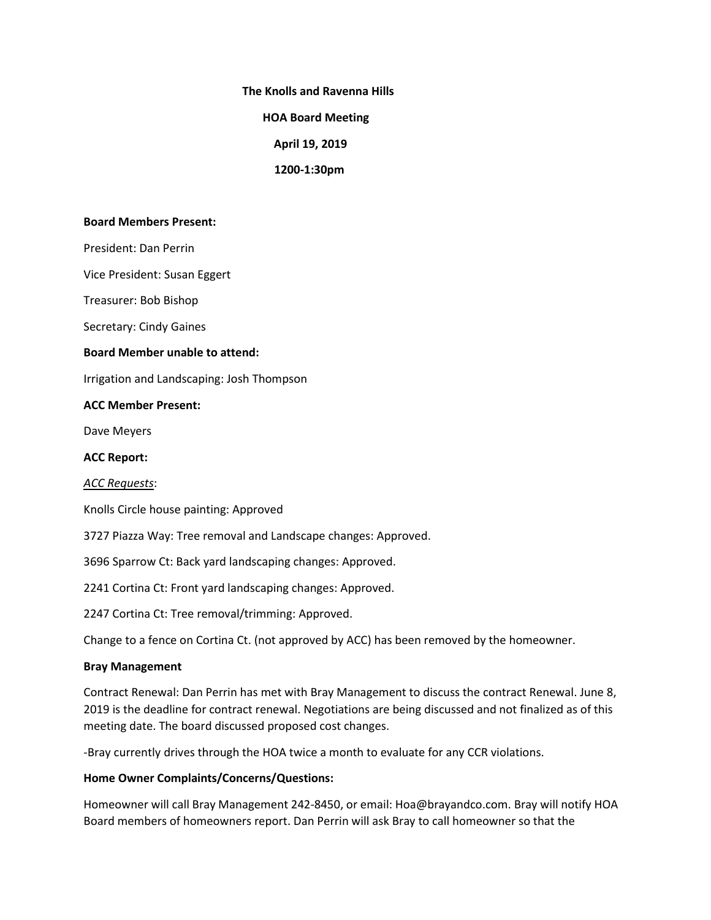**The Knolls and Ravenna Hills**

**HOA Board Meeting**

**April 19, 2019**

**1200-1:30pm**

**Board Members Present:**

President: Dan Perrin

Vice President: Susan Eggert

Treasurer: Bob Bishop

Secretary: Cindy Gaines

**Board Member unable to attend:**

Irrigation and Landscaping: Josh Thompson

**ACC Member Present:**

Dave Meyers

**ACC Report:**

*ACC Requests*:

Knolls Circle house painting: Approved

3727 Piazza Way: Tree removal and Landscape changes: Approved.

3696 Sparrow Ct: Back yard landscaping changes: Approved.

2241 Cortina Ct: Front yard landscaping changes: Approved.

2247 Cortina Ct: Tree removal/trimming: Approved.

Change to a fence on Cortina Ct. (not approved by ACC) has been removed by the homeowner.

**Bray Management**

Contract Renewal: Dan Perrin has met with Bray Management to discuss the contract Renewal. June 8, 2019 is the deadline for contract renewal. Negotiations are being discussed and not finalized as of this meeting date. The board discussed proposed cost changes.

-Bray currently drives through the HOA twice a month to evaluate for any CCR violations.

**Home Owner Complaints/Concerns/Questions:**

Homeowner will call Bray Management 242-8450, or email: Hoa@brayandco.com. Bray will notify HOA Board members of homeowners report. Dan Perrin will ask Bray to call homeowner so that the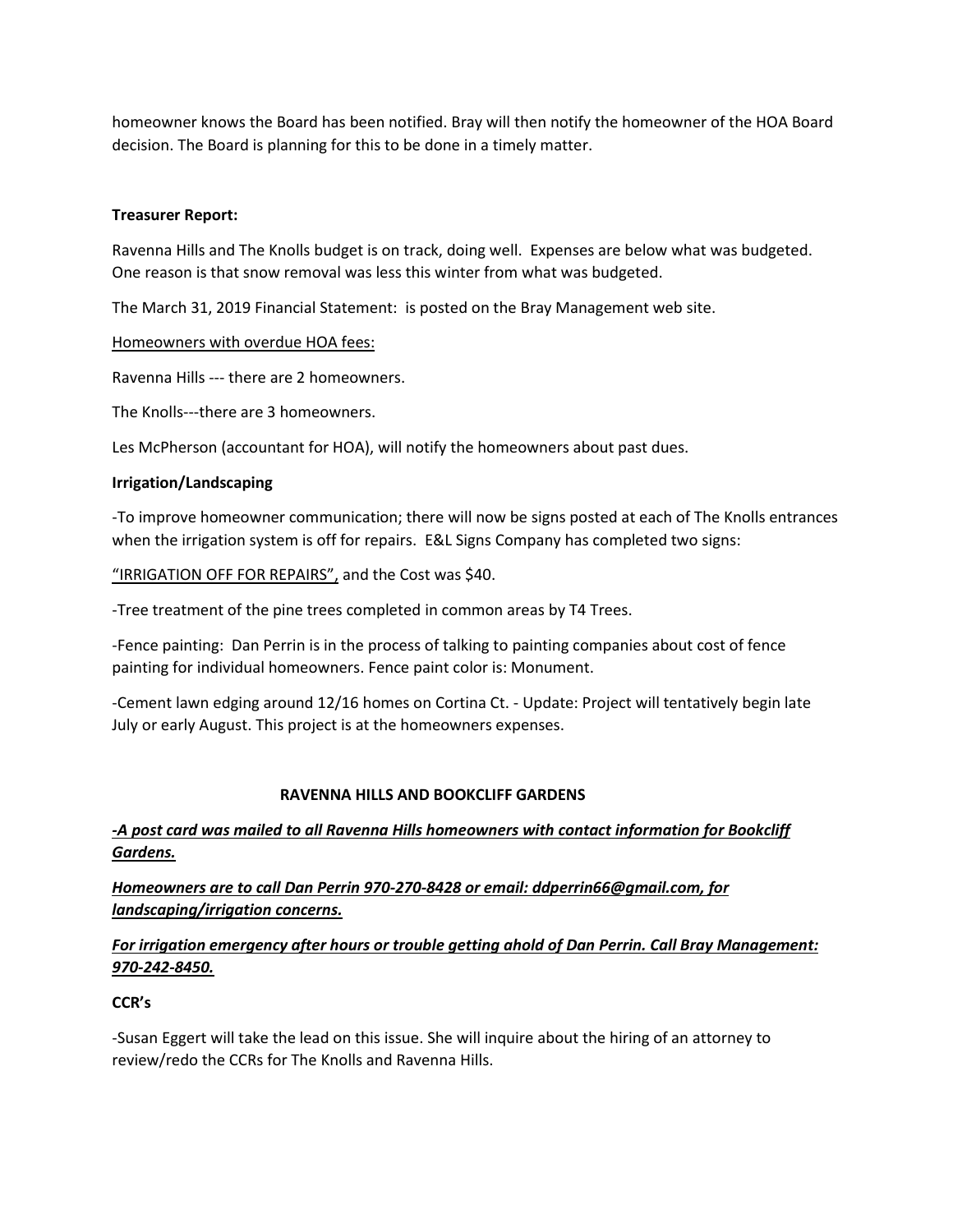homeowner knows the Board has been notified. Bray will then notify the homeowner of the HOA Board decision. The Board is planning for this to be done in a timely matter.

**Treasurer Report:**

Ravenna Hills and The Knolls budget is on track, doing well. Expenses are below what was budgeted. One reason is that snow removal was less this winter from what was budgeted.

The March 31, 2019 Financial Statement: is posted on the Bray Management web site.

<u>Homeowners with overdue HOA fees:</u>

Ravenna Hills --- there are 2 homeowners.

The Knolls---there are 3 homeowners.

Les McPherson (accountant for HOA), will notify the homeowners about past dues.

**Irrigation/Landscaping**

-To improve homeowner communication; there will now be signs posted at each of The Knolls entrances when the irrigation system is off for repairs. E&L Signs Company has completed two signs:

<u>"IRRIGATION OFF FOR REPAIRS",</u> and the Cost was $40.

-Tree treatment of the pine trees completed in common areas by T4 Trees.

-Fence painting: Dan Perrin is in the process of talking to painting companies about cost of fence painting for individual homeowners. Fence paint color is: Monument.

-Cement lawn edging around 12/16 homes on Cortina Ct. - Update: Project will tentatively begin late July or early August. This project is at the homeowners expenses.

**RAVENNA HILLS AND BOOKCLIFF GARDENS**

***<u>-A post card was mailed to all Ravenna Hills homeowners with contact information for Bookcliff Gardens.</u>***

***<u>Homeowners are to call Dan Perrin 970-270-8428 or email: ddperrin66@gmail.com, for landscaping/irrigation concerns.</u>***

***<u>For irrigation emergency after hours or trouble getting ahold of Dan Perrin. Call Bray Management: 970-242-8450.</u>***

**CCR's**

-Susan Eggert will take the lead on this issue. She will inquire about the hiring of an attorney to review/redo the CCRs for The Knolls and Ravenna Hills.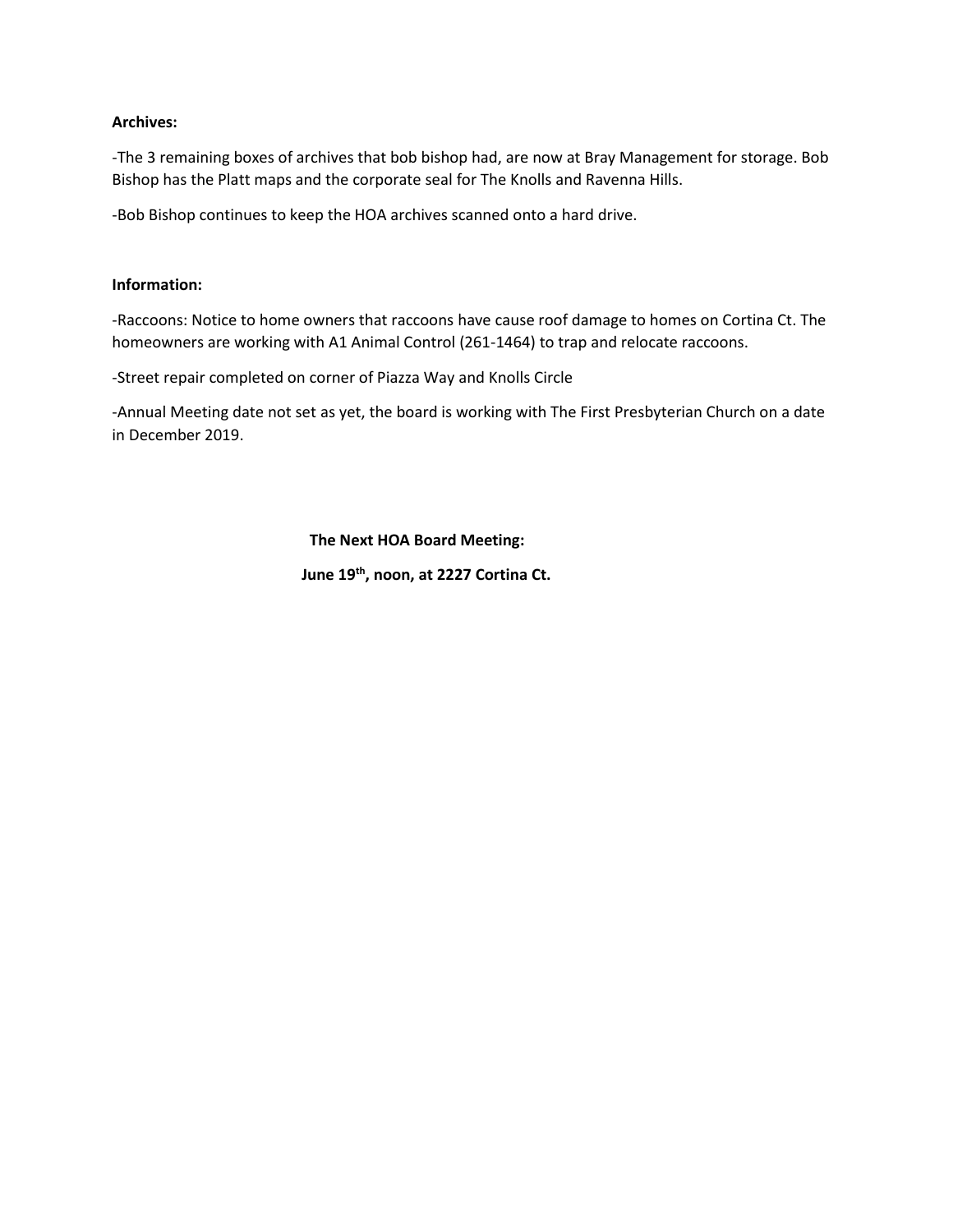**Archives:**

-The 3 remaining boxes of archives that bob bishop had, are now at Bray Management for storage. Bob Bishop has the Platt maps and the corporate seal for The Knolls and Ravenna Hills.

-Bob Bishop continues to keep the HOA archives scanned onto a hard drive.

**Information:**

-Raccoons: Notice to home owners that raccoons have cause roof damage to homes on Cortina Ct. The homeowners are working with A1 Animal Control (261-1464) to trap and relocate raccoons.

-Street repair completed on corner of Piazza Way and Knolls Circle

-Annual Meeting date not set as yet, the board is working with The First Presbyterian Church on a date in December 2019.

**The Next HOA Board Meeting:**

**June 19th, noon, at 2227 Cortina Ct.**